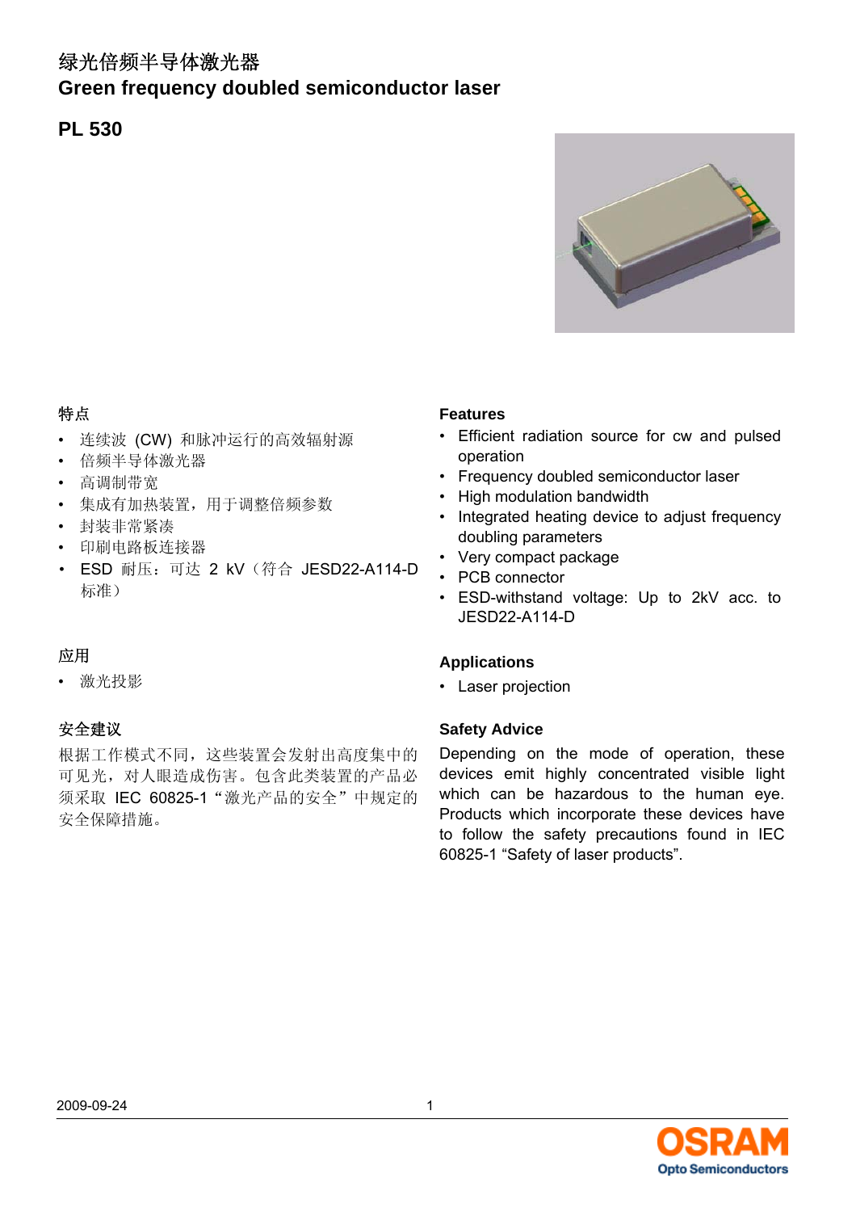# 绿光倍频半导体激光器
# Green frequency doubled semiconductor laser

## PL 530

### 特点

- 连续波 (CW) 和脉冲运行的高效辐射源
- 倍频半导体激光器
- 高调制带宽
- 集成有加热装置，用于调整倍频参数
- 封装非常紧凑
- 印刷电路板连接器
- ESD 耐压：可达 2 kV（符合 JESD22-A114-D 标准）

### 应用

- 激光投影

### 安全建议

根据工作模式不同，这些装置会发射出高度集中的可见光，对人眼造成伤害。包含此类装置的产品必须采取 IEC 60825-1“激光产品的安全”中规定的安全保障措施。

### Features

- Efficient radiation source for cw and pulsed operation
- Frequency doubled semiconductor laser
- High modulation bandwidth
- Integrated heating device to adjust frequency doubling parameters
- Very compact package
- PCB connector
- ESD-withstand voltage: Up to 2kV acc. to JESD22-A114-D

### Applications

- Laser projection

### Safety Advice

Depending on the mode of operation, these devices emit highly concentrated visible light which can be hazardous to the human eye. Products which incorporate these devices have to follow the safety precautions found in IEC 60825-1 “Safety of laser products”.

2009-09-24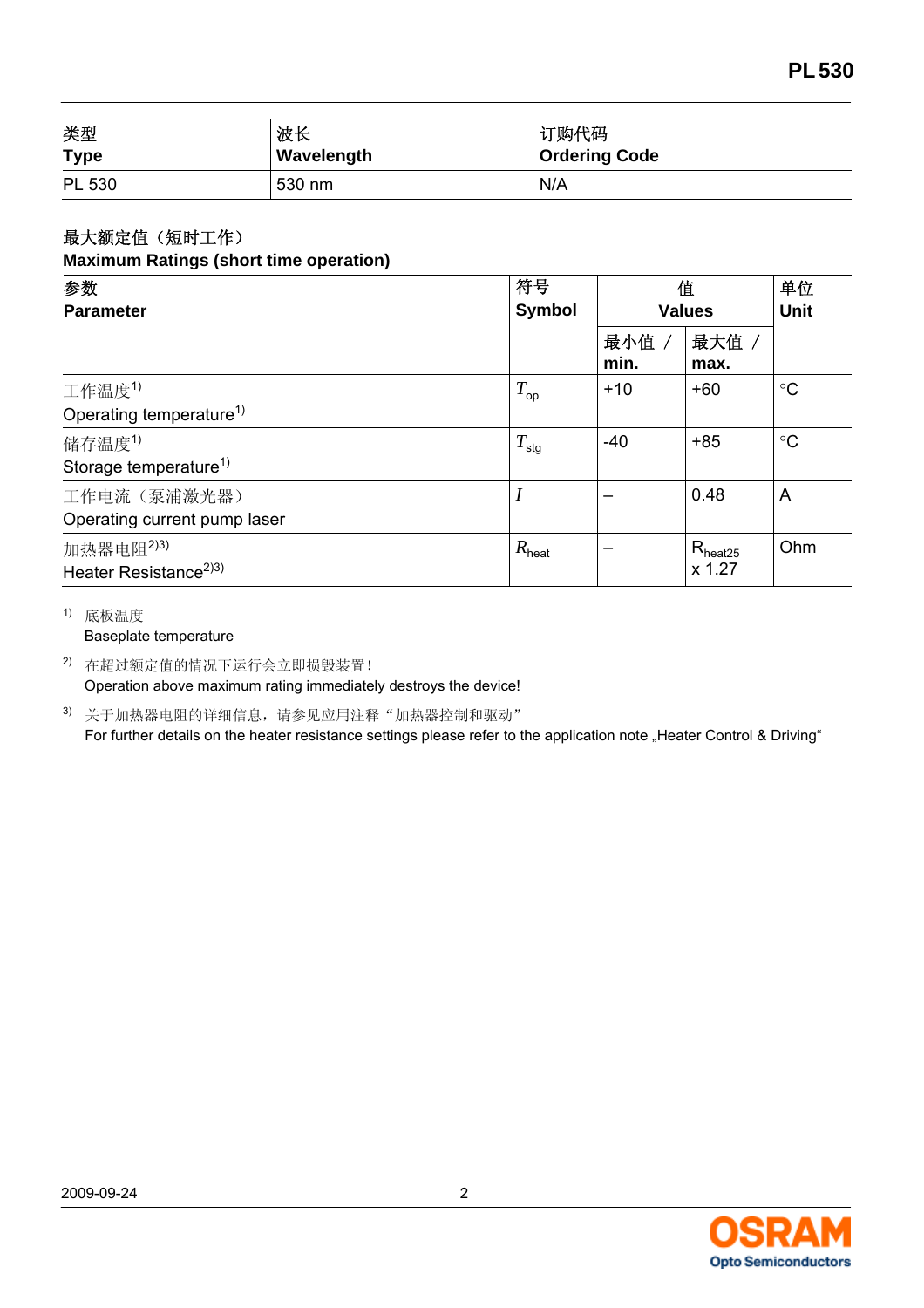| 类型<br>Type | 波长<br>Wavelength | 订购代码<br>Ordering Code |
|---|---|---|
| PL 530 | 530 nm | N/A |

## 最大额定值（短时工作）
## Maximum Ratings (short time operation)

| 参数<br>Parameter | 符号<br>Symbol | 值<br>Values | | 单位<br>Unit |
|---|---|---|---|---|
| | | 最小值 /<br>min. | 最大值 /<br>max. | |
| 工作温度[1]<br>Operating temperature[1] | $T_{op}$ | +10 | +60 | °C |
| 储存温度[1]<br>Storage temperature[1] | $T_{stg}$ | -40 | +85 | °C |
| 工作电流（泵浦激光器）<br>Operating current pump laser | $I$ | – | 0.48 | A |
| 加热器电阻[2)3)]<br>Heater Resistance[2)3)] | $R_{heat}$ | – | $R_{heat25}$<br>x 1.27 | Ohm |

[1] 底板温度
Baseplate temperature

[2] 在超过额定值的情况下运行会立即损毁装置！
Operation above maximum rating immediately destroys the device!

[3] 关于加热器电阻的详细信息，请参见应用注释“加热器控制和驱动”
For further details on the heater resistance settings please refer to the application note „Heater Control & Driving“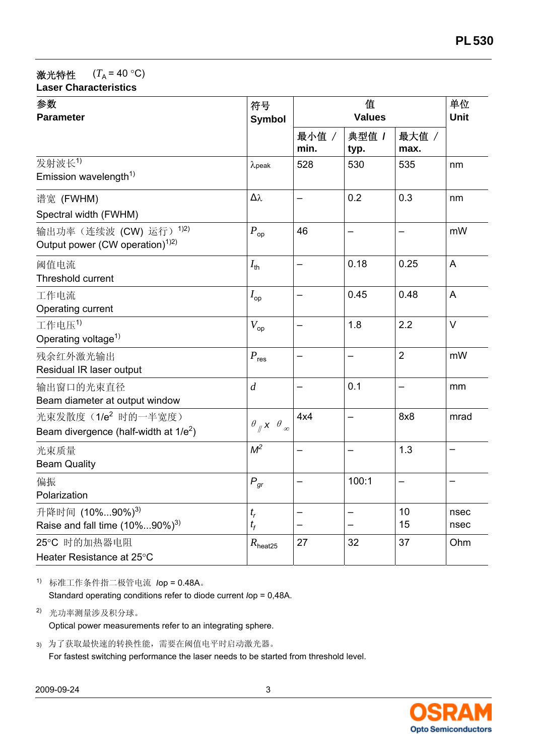激光特性 ($T_A$ = 40 °C)

**Laser Characteristics**

| 参数<br>**Parameter** | 符号<br>**Symbol** | 值<br>**Values** | | | 单位<br>**Unit** |
|---|---|---|---|---|---|
| | | 最小值 /<br>**min.** | 典型值 /<br>**typ.** | 最大值 /<br>**max.** | |
| 发射波长[1)]<br>Emission wavelength[1)] | $\lambda_{peak}$ | 528 | 530 | 535 | nm |
| 谱宽 (FWHM)<br>Spectral width (FWHM) | $\Delta\lambda$ | – | 0.2 | 0.3 | nm |
| 输出功率（连续波 (CW) 运行）[1)2)]<br>Output power (CW operation)[1)2)] | $P_{op}$ | 46 | – | – | mW |
| 阈值电流<br>Threshold current | $I_{th}$ | – | 0.18 | 0.25 | A |
| 工作电流<br>Operating current | $I_{op}$ | – | 0.45 | 0.48 | A |
| 工作电压[1)]<br>Operating voltage[1)] | $V_{op}$ | – | 1.8 | 2.2 | V |
| 残余红外激光输出<br>Residual IR laser output | $P_{res}$ | – | – | 2 | mW |
| 输出窗口的光束直径<br>Beam diameter at output window | $d$ | – | 0.1 | – | mm |
| 光束发散度（$1/e^2$ 时的一半宽度）<br>Beam divergence (half-width at $1/e^2$) | $\theta_{//} \times \theta_{\infty}$ | 4x4 | – | 8x8 | mrad |
| 光束质量<br>Beam Quality | $M^2$ | – | – | 1.3 | – |
| 偏振<br>Polarization | $P_{gr}$ | – | 100:1 | – | – |
| 升降时间 (10%...90%)[3)]<br>Raise and fall time (10%...90%)[3)] | $t_r$<br>$t_f$ | –<br>– | –<br>– | 10<br>15 | nsec<br>nsec |
| 25°C 时的加热器电阻<br>Heater Resistance at 25°C | $R_{heat25}$ | 27 | 32 | 37 | Ohm |

[1)] 标准工作条件指二极管电流 $Iop$ = 0.48A。
Standard operating conditions refer to diode current $Iop$ = 0,48A.

[2)] 光功率测量涉及积分球。
Optical power measurements refer to an integrating sphere.

[3)] 为了获取最快速的转换性能，需要在阈值电平时启动激光器。
For fastest switching performance the laser needs to be started from threshold level.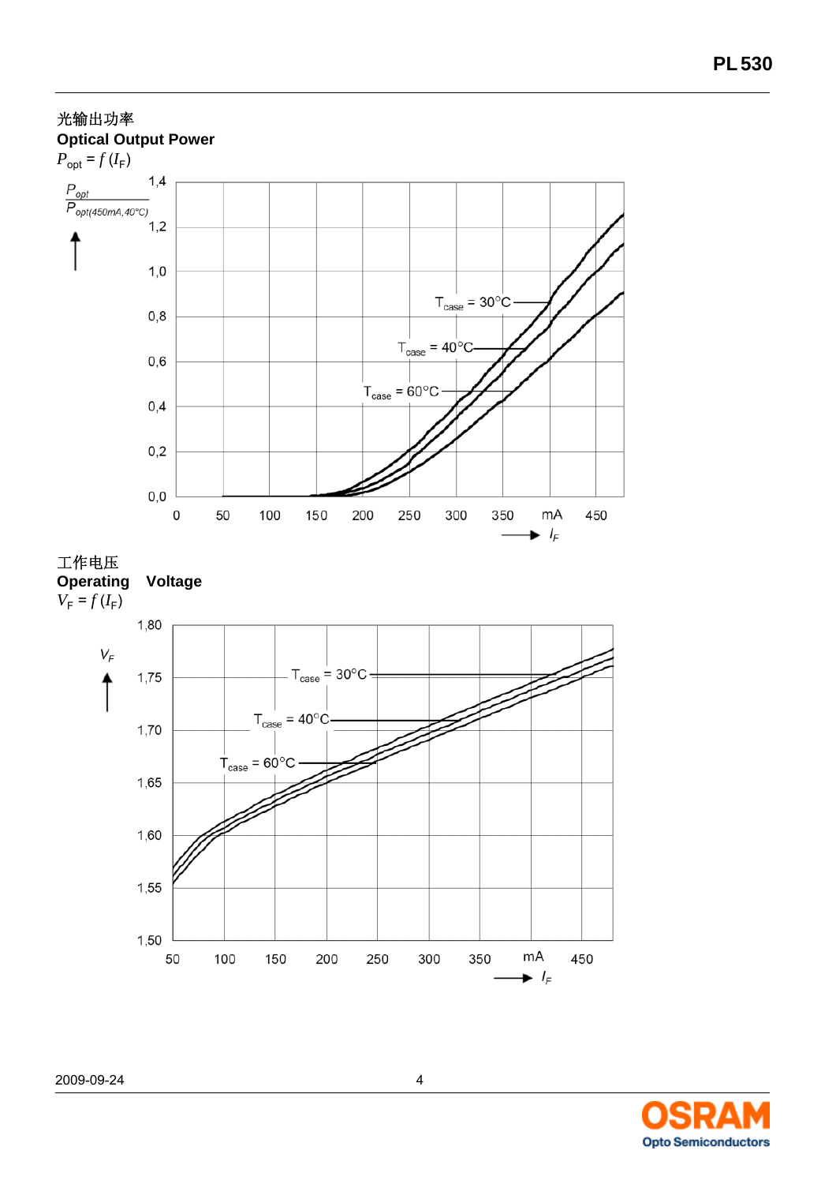光输出功率

**Optical Output Power**

$P_{opt} = f(I_F)$

$\frac{P_{opt}}{P_{opt(450mA,40°C)}}$

$T_{case}$ = 30°C

$T_{case}$ = 40°C

$T_{case}$ = 60°C

工作电压

**Operating Voltage**

$V_F = f(I_F)$

$T_{case}$ = 30°C

$T_{case}$ = 40°C

$T_{case}$ = 60°C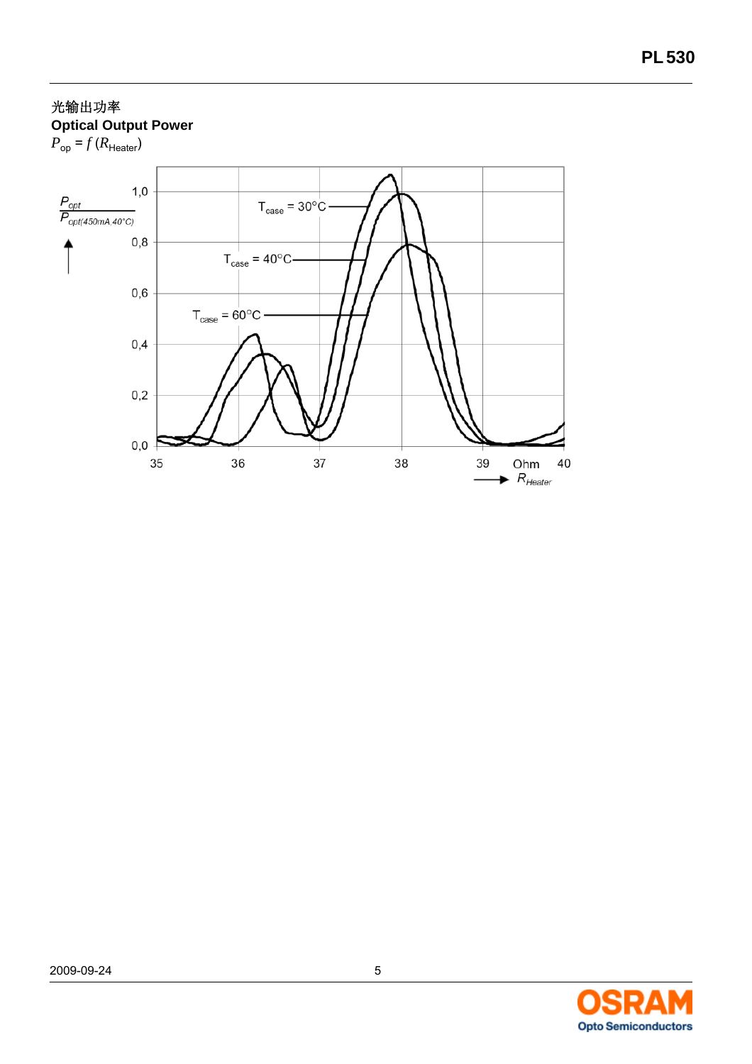光输出功率

**Optical Output Power**

$P_{op} = f\,(R_{Heater})$

$\frac{P_{opt}}{P_{opt(450mA, 40°C)}}$

1,0
0,8
0,6
0,4
0,2
0,0

$T_{case}$ = 30°C

$T_{case}$ = 40°C

$T_{case}$ = 60°C

35 36 37 38 39 Ohm 40

$R_{Heater}$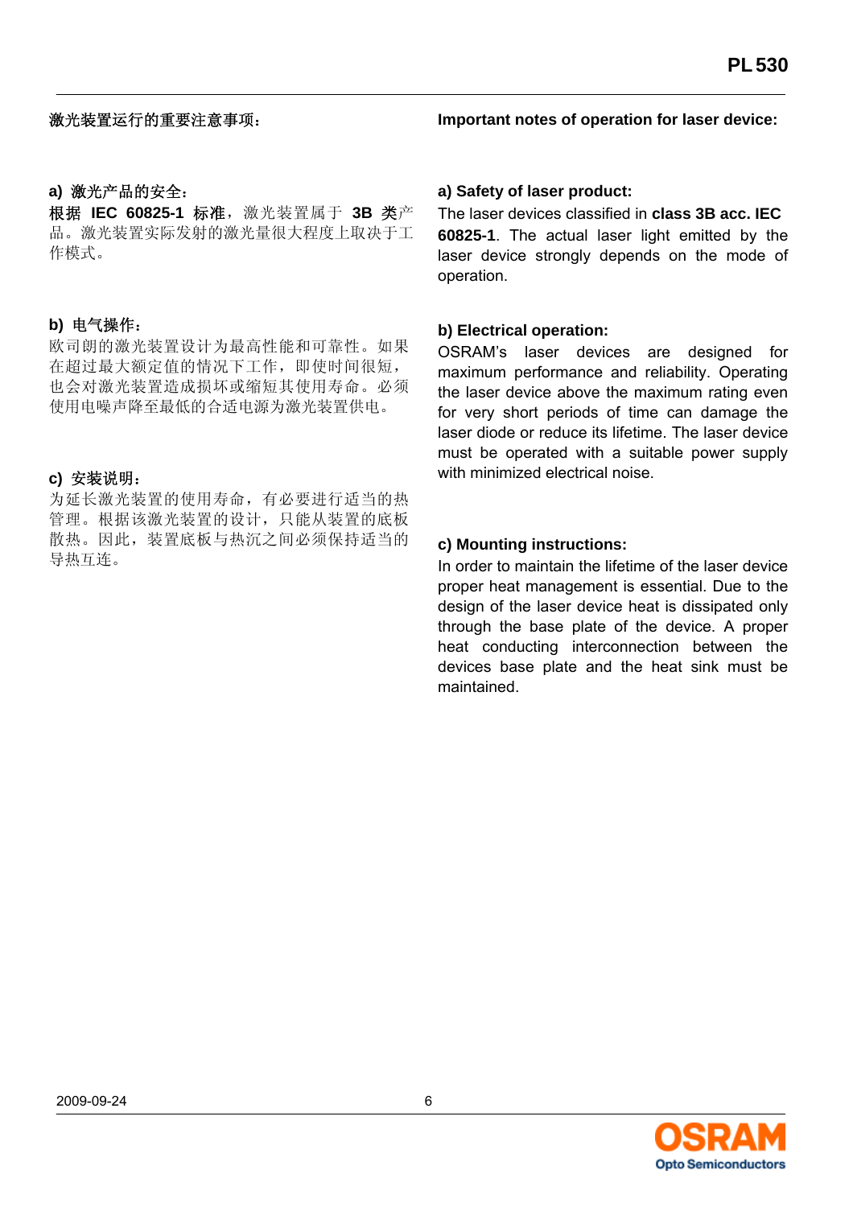## 激光装置运行的重要注意事项：

### a) 激光产品的安全：

根据 **IEC 60825-1** 标准，激光装置属于 **3B** 类产品。激光装置实际发射的激光量很大程度上取决于工作模式。

### b) 电气操作：

欧司朗的激光装置设计为最高性能和可靠性。如果在超过最大额定值的情况下工作，即使时间很短，也会对激光装置造成损坏或缩短其使用寿命。必须使用电噪声降至最低的合适电源为激光装置供电。

### c) 安装说明：

为延长激光装置的使用寿命，有必要进行适当的热管理。根据该激光装置的设计，只能从装置的底板散热。因此，装置底板与热沉之间必须保持适当的导热互连。

## Important notes of operation for laser device:

### a) Safety of laser product:

The laser devices classified in **class 3B acc. IEC 60825-1**. The actual laser light emitted by the laser device strongly depends on the mode of operation.

### b) Electrical operation:

OSRAM's laser devices are designed for maximum performance and reliability. Operating the laser device above the maximum rating even for very short periods of time can damage the laser diode or reduce its lifetime. The laser device must be operated with a suitable power supply with minimized electrical noise.

### c) Mounting instructions:

In order to maintain the lifetime of the laser device proper heat management is essential. Due to the design of the laser device heat is dissipated only through the base plate of the device. A proper heat conducting interconnection between the devices base plate and the heat sink must be maintained.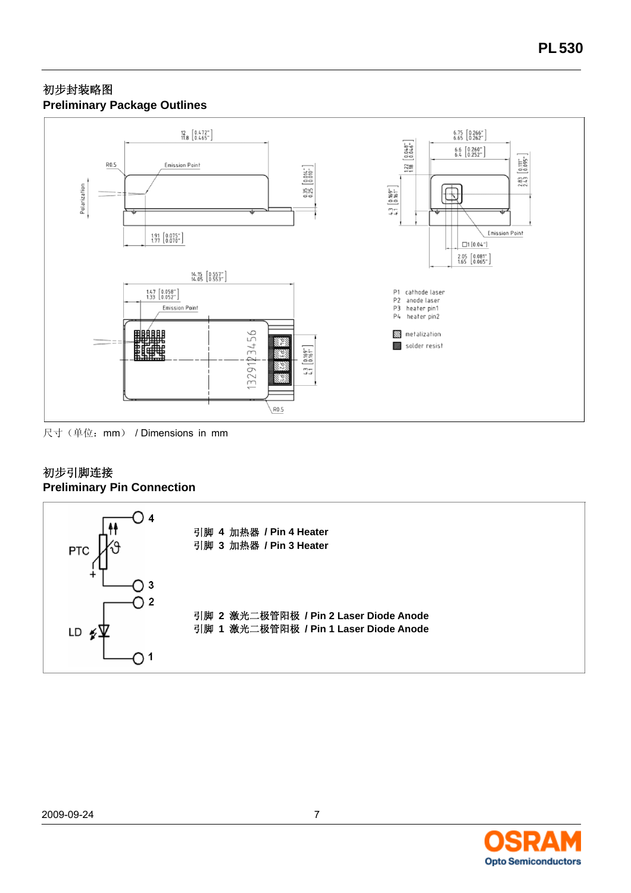## 初步封装略图
## Preliminary Package Outlines

P1 cathode laser
P2 anode laser
P3 heater pin1
P4 heater pin2

metalization
solder resist

尺寸（单位：mm） / Dimensions in mm

## 初步引脚连接
## Preliminary Pin Connection

**引脚 4 加热器 / Pin 4 Heater**
**引脚 3 加热器 / Pin 3 Heater**

**引脚 2 激光二极管阳极 / Pin 2 Laser Diode Anode**
**引脚 1 激光二极管阳极 / Pin 1 Laser Diode Anode**

2009-09-24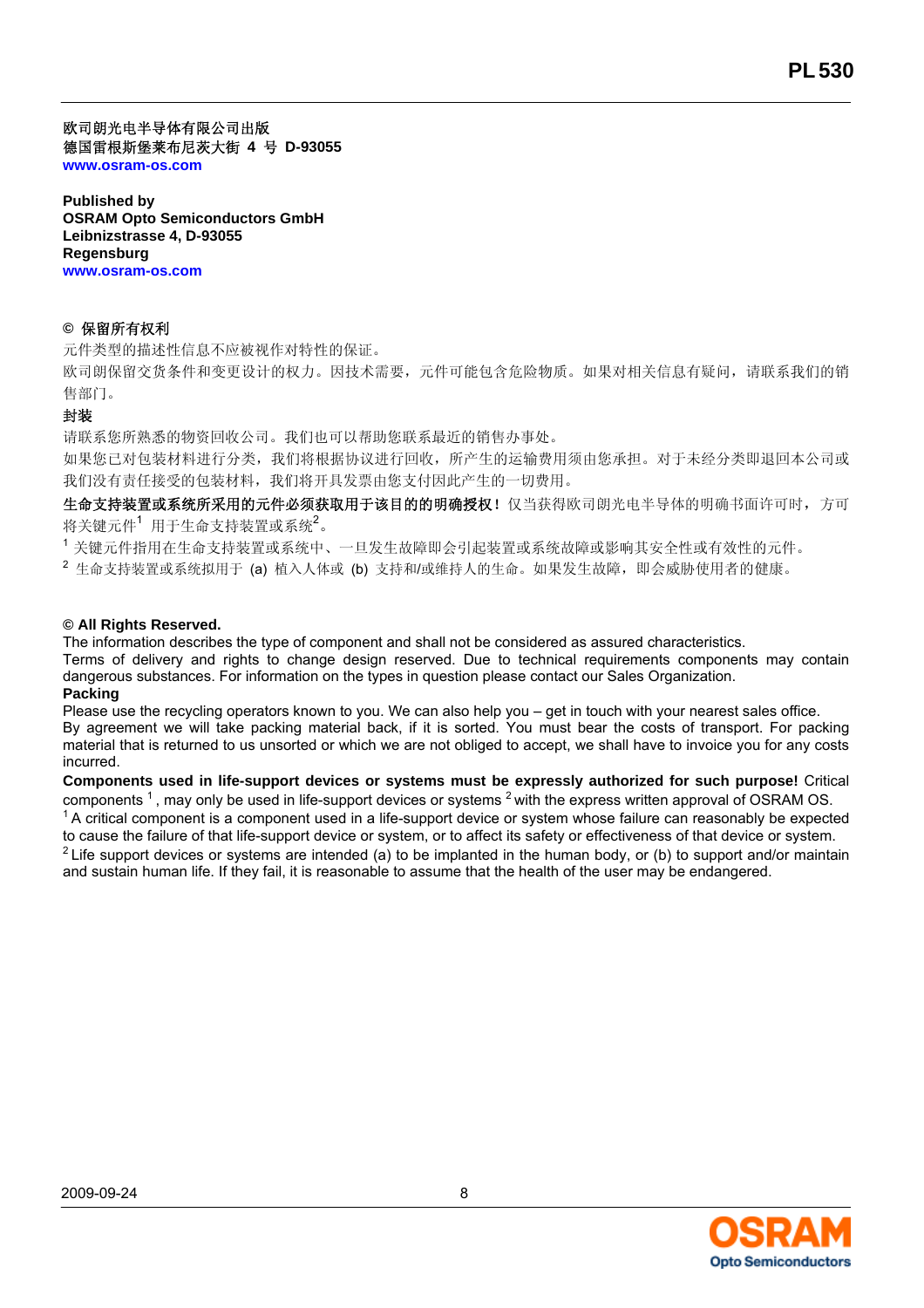**欧司朗光电半导体有限公司出版**
**德国雷根斯堡莱布尼茨大街 4 号 D-93055**
**www.osram-os.com**

**Published by**
**OSRAM Opto Semiconductors GmbH**
**Leibnizstrasse 4, D-93055**
**Regensburg**
**www.osram-os.com**

**© 保留所有权利**

元件类型的描述性信息不应被视作对特性的保证。

欧司朗保留交货条件和变更设计的权力。因技术需要，元件可能包含危险物质。如果对相关信息有疑问，请联系我们的销售部门。

**封装**

请联系您所熟悉的物资回收公司。我们也可以帮助您联系最近的销售办事处。

如果您已对包装材料进行分类，我们将根据协议进行回收，所产生的运输费用须由您承担。对于未经分类即退回本公司或我们没有责任接受的包装材料，我们将开具发票由您支付因此产生的一切费用。

**生命支持装置或系统所采用的元件必须获取用于该目的的明确授权！**仅当获得欧司朗光电半导体的明确书面许可时，方可将关键元件[1] 用于生命支持装置或系统[2]。

[1] 关键元件指用在生命支持装置或系统中、一旦发生故障即会引起装置或系统故障或影响其安全性或有效性的元件。

[2] 生命支持装置或系统拟用于 (a) 植入人体或 (b) 支持和/或维持人的生命。如果发生故障，即会威胁使用者的健康。

**© All Rights Reserved.**

The information describes the type of component and shall not be considered as assured characteristics.

Terms of delivery and rights to change design reserved. Due to technical requirements components may contain dangerous substances. For information on the types in question please contact our Sales Organization.

**Packing**

Please use the recycling operators known to you. We can also help you – get in touch with your nearest sales office.

By agreement we will take packing material back, if it is sorted. You must bear the costs of transport. For packing material that is returned to us unsorted or which we are not obliged to accept, we shall have to invoice you for any costs incurred.

**Components used in life-support devices or systems must be expressly authorized for such purpose!** Critical components [1], may only be used in life-support devices or systems [2] with the express written approval of OSRAM OS.

[1] A critical component is a component used in a life-support device or system whose failure can reasonably be expected to cause the failure of that life-support device or system, or to affect its safety or effectiveness of that device or system.

[2] Life support devices or systems are intended (a) to be implanted in the human body, or (b) to support and/or maintain and sustain human life. If they fail, it is reasonable to assume that the health of the user may be endangered.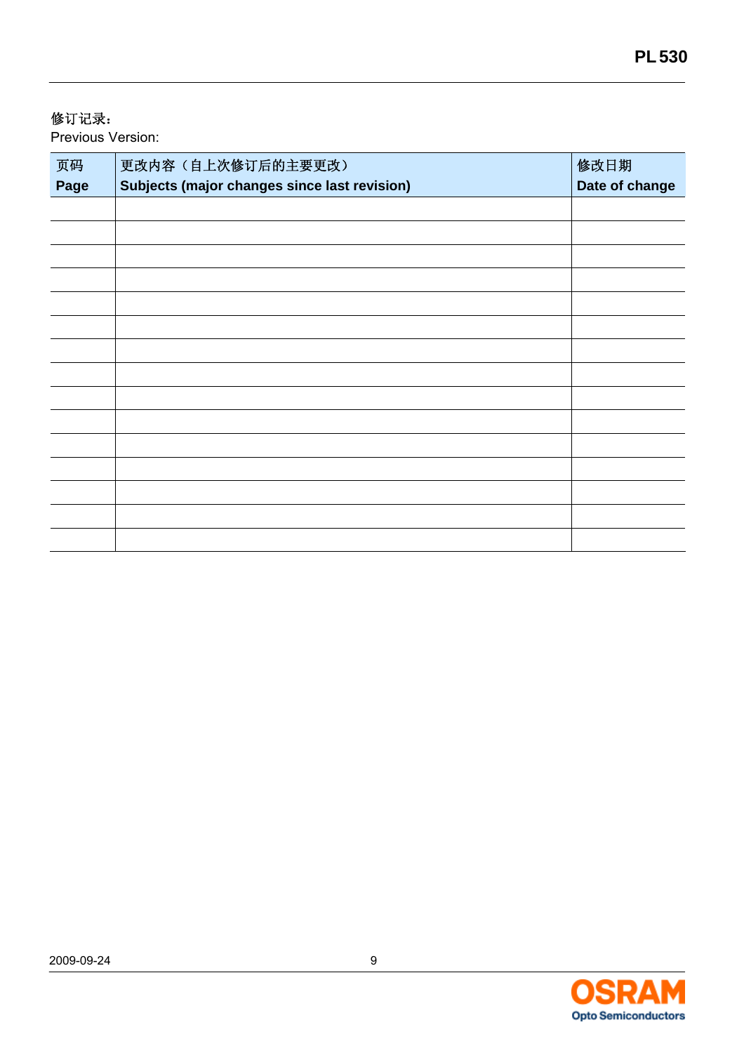修订记录：
Previous Version:

| 页码<br>**Page** | 更改内容（自上次修订后的主要更改）<br>**Subjects (major changes since last revision)** | 修改日期<br>**Date of change** |
|---|---|---|
| | | |
| | | |
| | | |
| | | |
| | | |
| | | |
| | | |
| | | |
| | | |
| | | |
| | | |
| | | |
| | | |
| | | |
| | | |